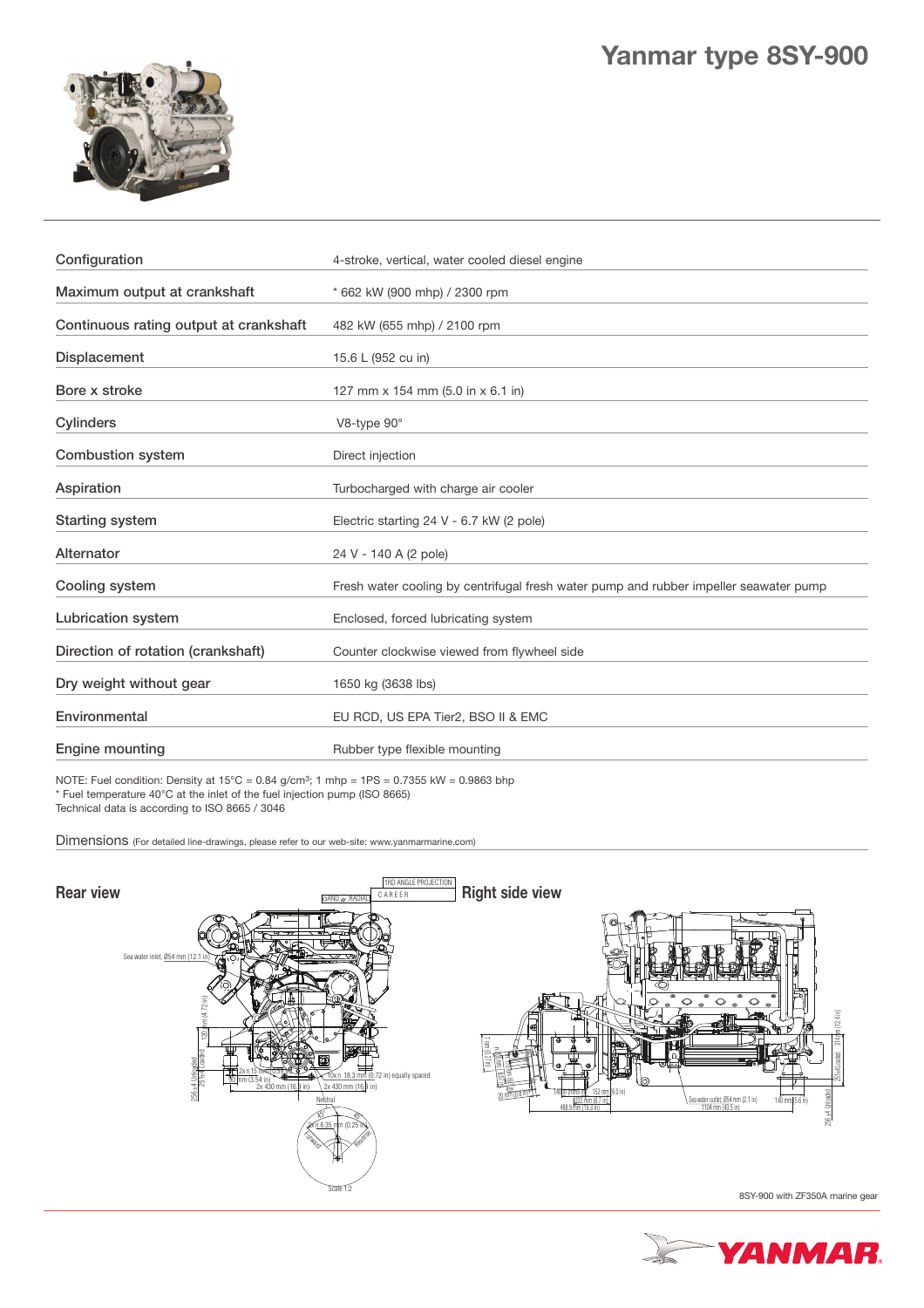# Yanmar type 8SY-900

| | |
|---|---|
| Configuration | 4-stroke, vertical, water cooled diesel engine |
| Maximum output at crankshaft | * 662 kW (900 mhp) / 2300 rpm |
| Continuous rating output at crankshaft | 482 kW (655 mhp) / 2100 rpm |
| Displacement | 15.6 L (952 cu in) |
| Bore x stroke | 127 mm x 154 mm (5.0 in x 6.1 in) |
| Cylinders | V8-type 90° |
| Combustion system | Direct injection |
| Aspiration | Turbocharged with charge air cooler |
| Starting system | Electric starting 24 V - 6.7 kW (2 pole) |
| Alternator | 24 V - 140 A (2 pole) |
| Cooling system | Fresh water cooling by centrifugal fresh water pump and rubber impeller seawater pump |
| Lubrication system | Enclosed, forced lubricating system |
| Direction of rotation (crankshaft) | Counter clockwise viewed from flywheel side |
| Dry weight without gear | 1650 kg (3638 lbs) |
| Environmental | EU RCD, US EPA Tier2, BSO II & EMC |
| Engine mounting | Rubber type flexible mounting |

NOTE: Fuel condition: Density at 15°C = 0.84 g/cm³; 1 mhp = 1PS = 0.7355 kW = 0.9863 bhp
* Fuel temperature 40°C at the inlet of the fuel injection pump (ISO 8665)
Technical data is according to ISO 8665 / 3046

Dimensions (For detailed line-drawings, please refer to our web-site: www.yanmarmarine.com)

**Rear view**

**Right side view**

8SY-900 with ZF350A marine gear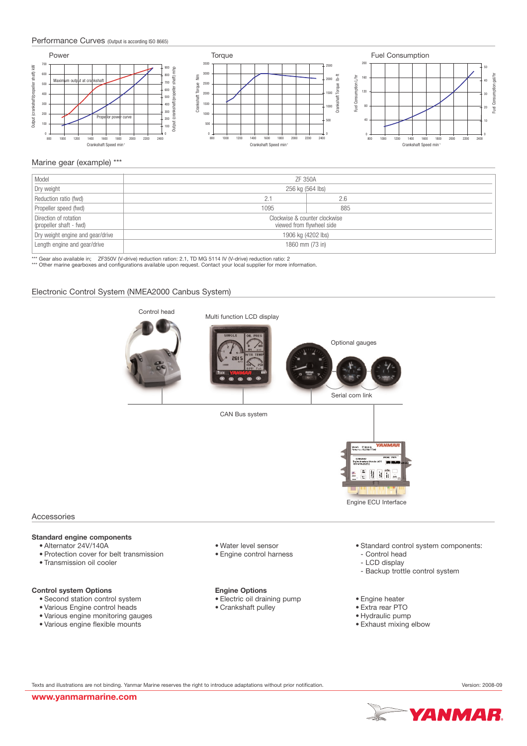## Performance Curves (Output is according ISO 8665)

### Power

Output (crankshaft/propeller shaft) kW

700
600
500
400
300
200
100
0

Output (crankshaft/propeller shaft) mhp

900
800
700
600
500
400
300
200
100
0

Maximum output at crankshaft

Propellor power curve

800 1000 1200 1400 1600 1800 2000 2200 2400

Crankshaft Speed min⁻¹

### Torque

Crankshaft Torque Nm

3500
3000
2500
2000
1500
1000
500
0

Crankshaft Torque lb-ft

2500
2000
1500
1000
500
0

800 1000 1200 1400 1600 1800 2000 2200 2400

Crankshaft Speed min⁻¹

### Fuel Consumption

Fuel Consumption L/hr

200
160
120
80
40
0

Fuel Consumption gal/hr

50
40
30
20
10
0

800 1000 1200 1400 1600 1800 2000 2200 2400

Crankshaft Speed min⁻¹

## Marine gear (example) ***

| | | |
|---|---|---|
| Model | ZF 350A | |
| Dry weight | 256 kg (564 lbs) | |
| Reduction ratio (fwd) | 2.1 | 2.6 |
| Propeller speed (fwd) | 1095 | 885 |
| Direction of rotation (propeller shaft - fwd) | Clockwise & counter clockwise viewed from flywheel side | |
| Dry weight engine and gear/drive | 1906 kg (4202 lbs) | |
| Length engine and gear/drive | 1860 mm (73 in) | |

*** Gear also available in; ZF350V (V-drive) reduction ration: 2.1, TD MG 5114 IV (V-drive) reduction ratio: 2
*** Other marine gearboxes and configurations available upon request. Contact your local supplier for more information.

## Electronic Control System (NMEA2000 Canbus System)

Control head

Multi function LCD display

Optional gauges

Serial com link

CAN Bus system

Engine ECU Interface

## Accessories

**Standard engine components**
- Alternator 24V/140A
- Protection cover for belt transmission
- Transmission oil cooler
- Water level sensor
- Engine control harness
- Standard control system components:
  - Control head
  - LCD display
  - Backup trottle control system

**Control system Options**
- Second station control system
- Various Engine control heads
- Various engine monitoring gauges
- Various engine flexible mounts

**Engine Options**
- Electric oil draining pump
- Crankshaft pulley
- Engine heater
- Extra rear PTO
- Hydraulic pump
- Exhaust mixing elbow

Texts and illustrations are not binding. Yanmar Marine reserves the right to introduce adaptations without prior notification.

Version: 2008-09

**www.yanmarmarine.com**

YANMAR